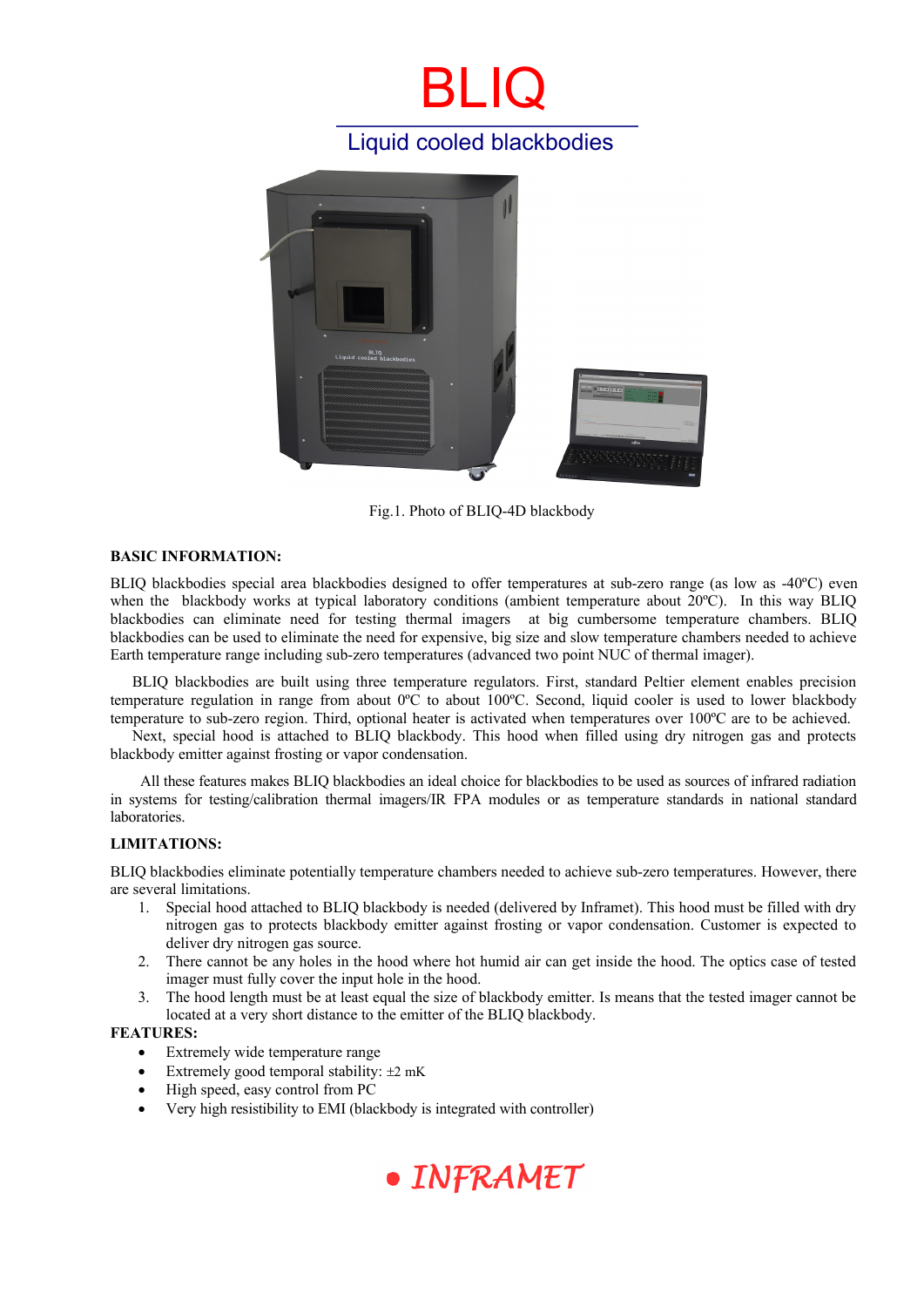# BLIQ

## Liquid cooled blackbodies

Fig.1. Photo of BLIQ-4D blackbody

**BASIC INFORMATION:**

BLIQ blackbodies special area blackbodies designed to offer temperatures at sub-zero range (as low as -40ºC) even when the blackbody works at typical laboratory conditions (ambient temperature about 20ºC). In this way BLIQ blackbodies can eliminate need for testing thermal imagers at big cumbersome temperature chambers. BLIQ blackbodies can be used to eliminate the need for expensive, big size and slow temperature chambers needed to achieve Earth temperature range including sub-zero temperatures (advanced two point NUC of thermal imager).

BLIQ blackbodies are built using three temperature regulators. First, standard Peltier element enables precision temperature regulation in range from about 0ºC to about 100ºC. Second, liquid cooler is used to lower blackbody temperature to sub-zero region. Third, optional heater is activated when temperatures over 100ºC are to be achieved. Next, special hood is attached to BLIQ blackbody. This hood when filled using dry nitrogen gas and protects blackbody emitter against frosting or vapor condensation.

All these features makes BLIQ blackbodies an ideal choice for blackbodies to be used as sources of infrared radiation in systems for testing/calibration thermal imagers/IR FPA modules or as temperature standards in national standard laboratories.

**LIMITATIONS:**

BLIQ blackbodies eliminate potentially temperature chambers needed to achieve sub-zero temperatures. However, there are several limitations.

1. Special hood attached to BLIQ blackbody is needed (delivered by Inframet). This hood must be filled with dry nitrogen gas to protects blackbody emitter against frosting or vapor condensation. Customer is expected to deliver dry nitrogen gas source.
2. There cannot be any holes in the hood where hot humid air can get inside the hood. The optics case of tested imager must fully cover the input hole in the hood.
3. The hood length must be at least equal the size of blackbody emitter. Is means that the tested imager cannot be located at a very short distance to the emitter of the BLIQ blackbody.

**FEATURES:**

- Extremely wide temperature range
- Extremely good temporal stability: ±2 mK
- High speed, easy control from PC
- Very high resistibility to EMI (blackbody is integrated with controller)

INFRAMET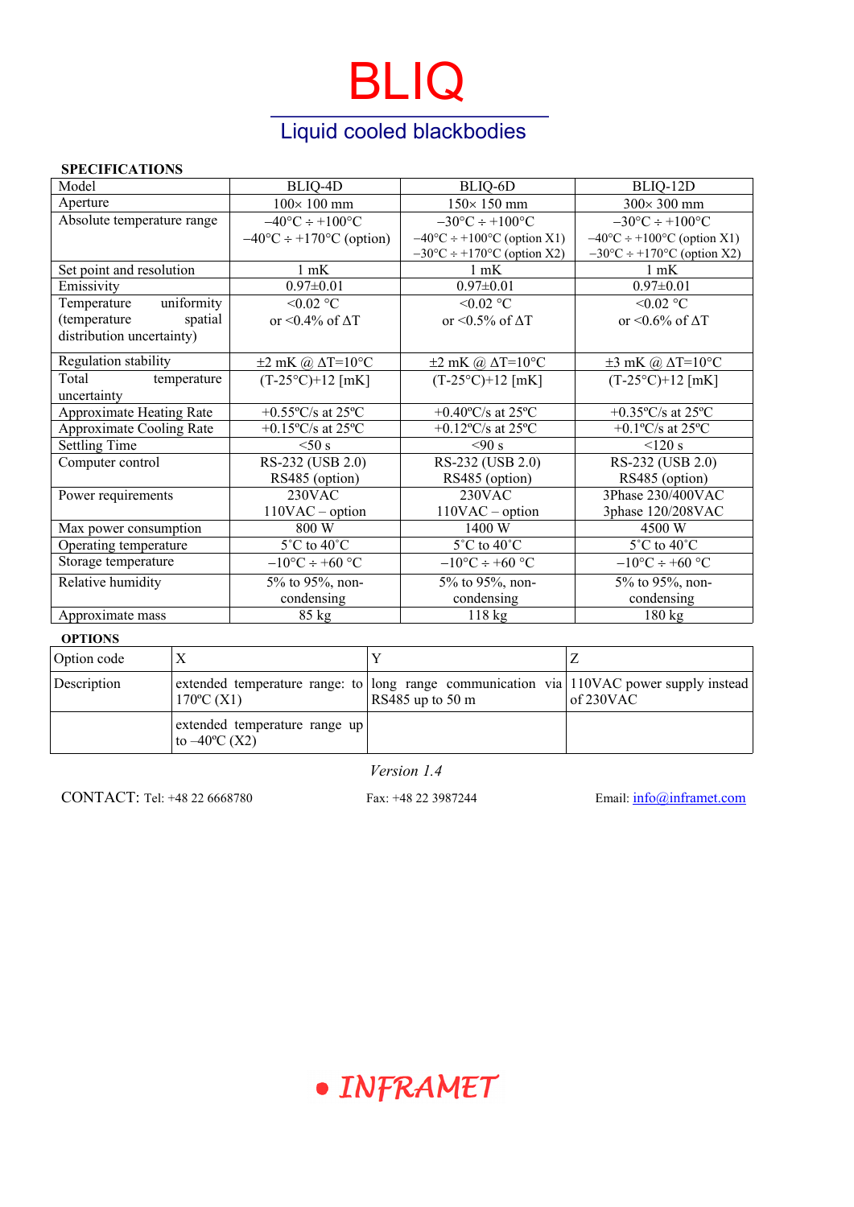# BLIQ

## Liquid cooled blackbodies

**SPECIFICATIONS**

| Model | BLIQ-4D | BLIQ-6D | BLIQ-12D |
|---|---|---|---|
| Aperture | 100× 100 mm | 150× 150 mm | 300× 300 mm |
| Absolute temperature range | –40°C ÷ +100°C<br>–40°C ÷ +170°C (option) | –30°C ÷ +100°C<br>–40°C ÷ +100°C (option X1)<br>–30°C ÷ +170°C (option X2) | –30°C ÷ +100°C<br>–40°C ÷ +100°C (option X1)<br>–30°C ÷ +170°C (option X2) |
| Set point and resolution | 1 mK | 1 mK | 1 mK |
| Emissivity | 0.97±0.01 | 0.97±0.01 | 0.97±0.01 |
| Temperature uniformity (temperature spatial distribution uncertainty) | <0.02 °C<br>or <0.4% of ΔT | <0.02 °C<br>or <0.5% of ΔT | <0.02 °C<br>or <0.6% of ΔT |
| Regulation stability | ±2 mK @ ΔT=10°C | ±2 mK @ ΔT=10°C | ±3 mK @ ΔT=10°C |
| Total temperature uncertainty | (T-25°C)+12 [mK] | (T-25°C)+12 [mK] | (T-25°C)+12 [mK] |
| Approximate Heating Rate | +0.55°C/s at 25°C | +0.40°C/s at 25°C | +0.35°C/s at 25°C |
| Approximate Cooling Rate | +0.15°C/s at 25°C | +0.12°C/s at 25°C | +0.1°C/s at 25°C |
| Settling Time | <50 s | <90 s | <120 s |
| Computer control | RS-232 (USB 2.0)<br>RS485 (option) | RS-232 (USB 2.0)<br>RS485 (option) | RS-232 (USB 2.0)<br>RS485 (option) |
| Power requirements | 230VAC<br>110VAC – option | 230VAC<br>110VAC – option | 3Phase 230/400VAC<br>3phase 120/208VAC |
| Max power consumption | 800 W | 1400 W | 4500 W |
| Operating temperature | 5˚C to 40˚C | 5˚C to 40˚C | 5˚C to 40˚C |
| Storage temperature | –10°C ÷ +60 °C | –10°C ÷ +60 °C | –10°C ÷ +60 °C |
| Relative humidity | 5% to 95%, non-condensing | 5% to 95%, non-condensing | 5% to 95%, non-condensing |
| Approximate mass | 85 kg | 118 kg | 180 kg |

**OPTIONS**

| Option code | X | Y | Z |
|---|---|---|---|
| Description | extended temperature range: to 170ºC (X1) | long range communication via RS485 up to 50 m | 110VAC power supply instead of 230VAC |
| | extended temperature range up to –40ºC (X2) | | |

*Version 1.4*

CONTACT: Tel: +48 22 6668780 Fax: +48 22 3987244 Email: info@inframet.com

INFRAMET